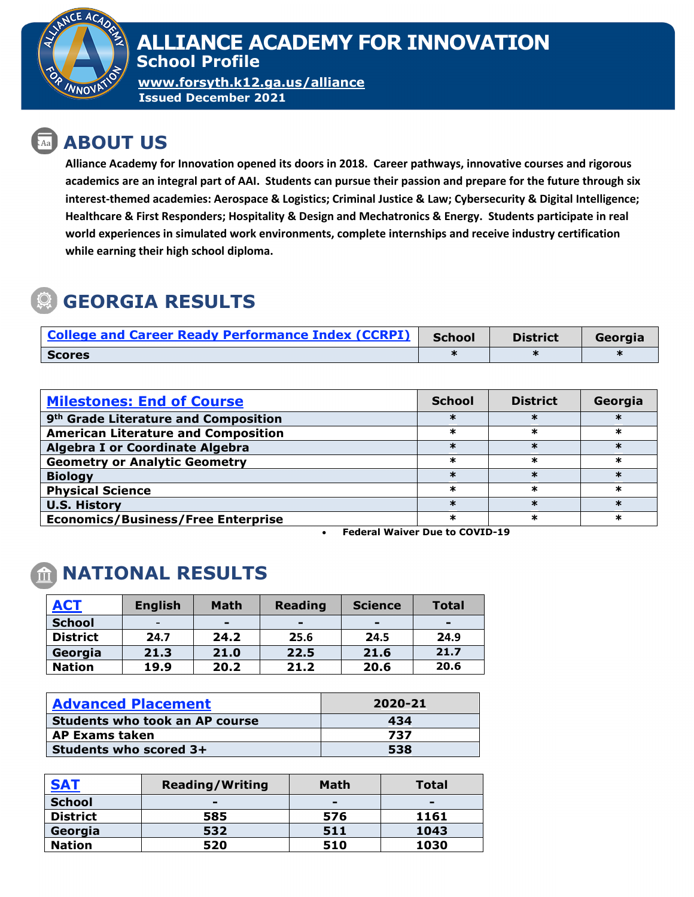# ALLIANCE ACADEMY FOR INNOVATION

## School Profile

www.forsyth.k12.ga.us/alliance

Issued December 2021

## ABOUT US

**Alliance Academy for Innovation opened its doors in 2018. Career pathways, innovative courses and rigorous academics are an integral part of AAI. Students can pursue their passion and prepare for the future through six interest-themed academies: Aerospace & Logistics; Criminal Justice & Law; Cybersecurity & Digital Intelligence; Healthcare & First Responders; Hospitality & Design and Mechatronics & Energy. Students participate in real world experiences in simulated work environments, complete internships and receive industry certification while earning their high school diploma.**

## GEORGIA RESULTS

| College and Career Ready Performance Index (CCRPI) | School | District | Georgia |
|---|---|---|---|
| Scores | * | * | * |

| Milestones: End of Course | School | District | Georgia |
|---|---|---|---|
| 9th Grade Literature and Composition | * | * | * |
| American Literature and Composition | * | * | * |
| Algebra I or Coordinate Algebra | * | * | * |
| Geometry or Analytic Geometry | * | * | * |
| Biology | * | * | * |
| Physical Science | * | * | * |
| U.S. History | * | * | * |
| Economics/Business/Free Enterprise | * | * | * |

- **Federal Waiver Due to COVID-19**

## NATIONAL RESULTS

| ACT | English | Math | Reading | Science | Total |
|---|---|---|---|---|---|
| School | - | - | - | - | - |
| District | 24.7 | 24.2 | 25.6 | 24.5 | 24.9 |
| Georgia | 21.3 | 21.0 | 22.5 | 21.6 | 21.7 |
| Nation | 19.9 | 20.2 | 21.2 | 20.6 | 20.6 |

| Advanced Placement | 2020-21 |
|---|---|
| Students who took an AP course | 434 |
| AP Exams taken | 737 |
| Students who scored 3+ | 538 |

| SAT | Reading/Writing | Math | Total |
|---|---|---|---|
| School | - | - | - |
| District | 585 | 576 | 1161 |
| Georgia | 532 | 511 | 1043 |
| Nation | 520 | 510 | 1030 |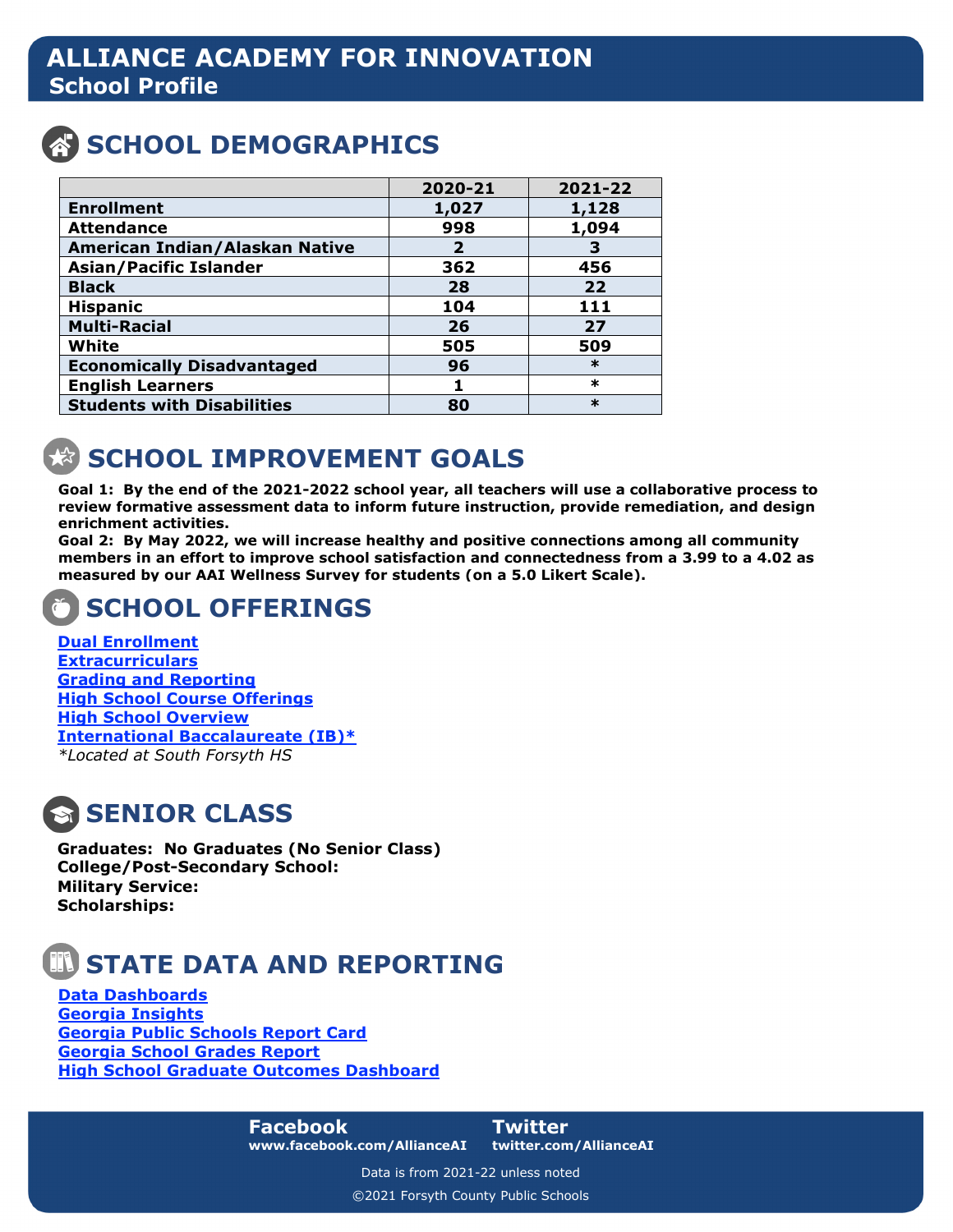# ALLIANCE ACADEMY FOR INNOVATION
## School Profile

## SCHOOL DEMOGRAPHICS

| | 2020-21 | 2021-22 |
|---|---|---|
| **Enrollment** | 1,027 | 1,128 |
| **Attendance** | 998 | 1,094 |
| **American Indian/Alaskan Native** | 2 | 3 |
| **Asian/Pacific Islander** | 362 | 456 |
| **Black** | 28 | 22 |
| **Hispanic** | 104 | 111 |
| **Multi-Racial** | 26 | 27 |
| **White** | 505 | 509 |
| **Economically Disadvantaged** | 96 | * |
| **English Learners** | 1 | * |
| **Students with Disabilities** | 80 | * |

## SCHOOL IMPROVEMENT GOALS

**Goal 1: By the end of the 2021-2022 school year, all teachers will use a collaborative process to review formative assessment data to inform future instruction, provide remediation, and design enrichment activities.**
**Goal 2: By May 2022, we will increase healthy and positive connections among all community members in an effort to improve school satisfaction and connectedness from a 3.99 to a 4.02 as measured by our AAI Wellness Survey for students (on a 5.0 Likert Scale).**

## SCHOOL OFFERINGS

**Dual Enrollment**
**Extracurriculars**
**Grading and Reporting**
**High School Course Offerings**
**High School Overview**
**International Baccalaureate (IB)***
*\*Located at South Forsyth HS*

## SENIOR CLASS

**Graduates: No Graduates (No Senior Class)**
**College/Post-Secondary School:**
**Military Service:**
**Scholarships:**

## STATE DATA AND REPORTING

**Data Dashboards**
**Georgia Insights**
**Georgia Public Schools Report Card**
**Georgia School Grades Report**
**High School Graduate Outcomes Dashboard**

**Facebook**
**www.facebook.com/AllianceAI**

**Twitter**
**twitter.com/AllianceAI**

Data is from 2021-22 unless noted

©2021 Forsyth County Public Schools